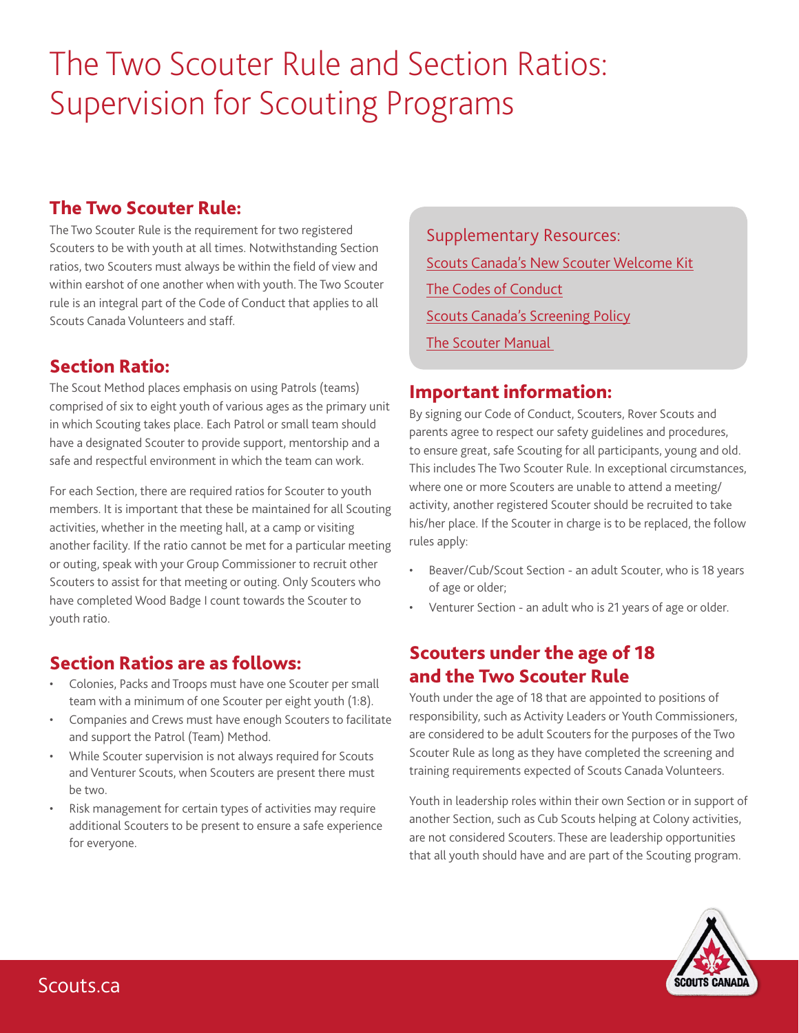# The Two Scouter Rule and Section Ratios: Supervision for Scouting Programs

## The Two Scouter Rule:

The Two Scouter Rule is the requirement for two registered Scouters to be with youth at all times. Notwithstanding Section ratios, two Scouters must always be within the field of view and within earshot of one another when with youth. The Two Scouter rule is an integral part of the Code of Conduct that applies to all Scouts Canada Volunteers and staff.

## Section Ratio:

The Scout Method places emphasis on using Patrols (teams) comprised of six to eight youth of various ages as the primary unit in which Scouting takes place. Each Patrol or small team should have a designated Scouter to provide support, mentorship and a safe and respectful environment in which the team can work.

For each Section, there are required ratios for Scouter to youth members. It is important that these be maintained for all Scouting activities, whether in the meeting hall, at a camp or visiting another facility. If the ratio cannot be met for a particular meeting or outing, speak with your Group Commissioner to recruit other Scouters to assist for that meeting or outing. Only Scouters who have completed Wood Badge I count towards the Scouter to youth ratio.

## Section Ratios are as follows:

- Colonies, Packs and Troops must have one Scouter per small team with a minimum of one Scouter per eight youth (1:8).
- Companies and Crews must have enough Scouters to facilitate and support the Patrol (Team) Method.
- While Scouter supervision is not always required for Scouts and Venturer Scouts, when Scouters are present there must be two.
- Risk management for certain types of activities may require additional Scouters to be present to ensure a safe experience for everyone.

### Supplementary Resources:

[Scouts Canada's New Scouter Welcome Kit]

[The Codes of Conduct]

[Scouts Canada's Screening Policy]

[The Scouter Manual]

## Important information:

By signing our Code of Conduct, Scouters, Rover Scouts and parents agree to respect our safety guidelines and procedures, to ensure great, safe Scouting for all participants, young and old. This includes The Two Scouter Rule. In exceptional circumstances, where one or more Scouters are unable to attend a meeting/activity, another registered Scouter should be recruited to take his/her place. If the Scouter in charge is to be replaced, the follow rules apply:

- Beaver/Cub/Scout Section - an adult Scouter, who is 18 years of age or older;
- Venturer Section - an adult who is 21 years of age or older.

## Scouters under the age of 18 and the Two Scouter Rule

Youth under the age of 18 that are appointed to positions of responsibility, such as Activity Leaders or Youth Commissioners, are considered to be adult Scouters for the purposes of the Two Scouter Rule as long as they have completed the screening and training requirements expected of Scouts Canada Volunteers.

Youth in leadership roles within their own Section or in support of another Section, such as Cub Scouts helping at Colony activities, are not considered Scouters. These are leadership opportunities that all youth should have and are part of the Scouting program.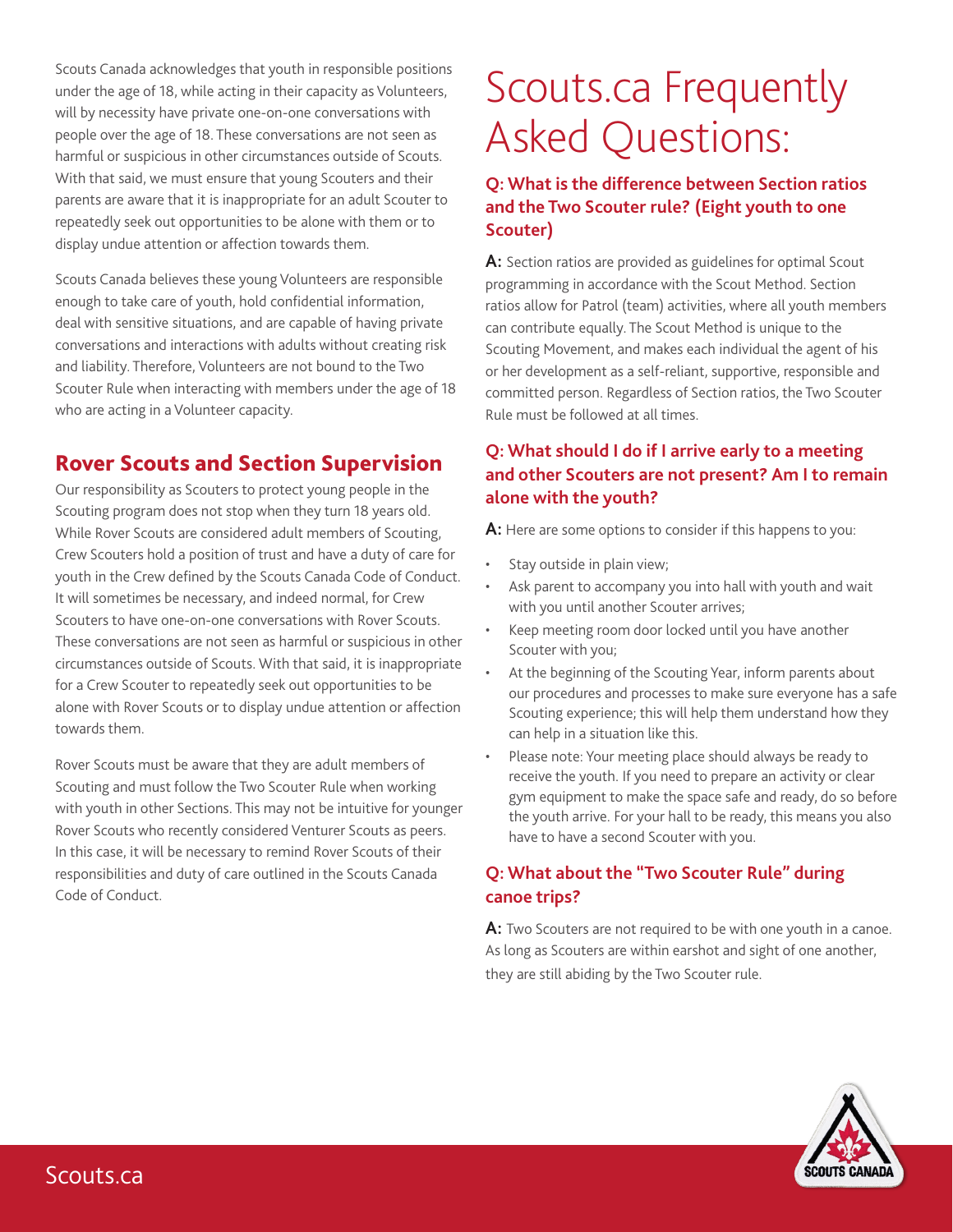Scouts Canada acknowledges that youth in responsible positions under the age of 18, while acting in their capacity as Volunteers, will by necessity have private one-on-one conversations with people over the age of 18. These conversations are not seen as harmful or suspicious in other circumstances outside of Scouts. With that said, we must ensure that young Scouters and their parents are aware that it is inappropriate for an adult Scouter to repeatedly seek out opportunities to be alone with them or to display undue attention or affection towards them.

Scouts Canada believes these young Volunteers are responsible enough to take care of youth, hold confidential information, deal with sensitive situations, and are capable of having private conversations and interactions with adults without creating risk and liability. Therefore, Volunteers are not bound to the Two Scouter Rule when interacting with members under the age of 18 who are acting in a Volunteer capacity.

## Rover Scouts and Section Supervision

Our responsibility as Scouters to protect young people in the Scouting program does not stop when they turn 18 years old. While Rover Scouts are considered adult members of Scouting, Crew Scouters hold a position of trust and have a duty of care for youth in the Crew defined by the Scouts Canada Code of Conduct. It will sometimes be necessary, and indeed normal, for Crew Scouters to have one-on-one conversations with Rover Scouts. These conversations are not seen as harmful or suspicious in other circumstances outside of Scouts. With that said, it is inappropriate for a Crew Scouter to repeatedly seek out opportunities to be alone with Rover Scouts or to display undue attention or affection towards them.

Rover Scouts must be aware that they are adult members of Scouting and must follow the Two Scouter Rule when working with youth in other Sections. This may not be intuitive for younger Rover Scouts who recently considered Venturer Scouts as peers. In this case, it will be necessary to remind Rover Scouts of their responsibilities and duty of care outlined in the Scouts Canada Code of Conduct.

# Scouts.ca Frequently Asked Questions:

### Q: What is the difference between Section ratios and the Two Scouter rule? (Eight youth to one Scouter)

**A:** Section ratios are provided as guidelines for optimal Scout programming in accordance with the Scout Method. Section ratios allow for Patrol (team) activities, where all youth members can contribute equally. The Scout Method is unique to the Scouting Movement, and makes each individual the agent of his or her development as a self-reliant, supportive, responsible and committed person. Regardless of Section ratios, the Two Scouter Rule must be followed at all times.

### Q: What should I do if I arrive early to a meeting and other Scouters are not present? Am I to remain alone with the youth?

**A:** Here are some options to consider if this happens to you:

- Stay outside in plain view;
- Ask parent to accompany you into hall with youth and wait with you until another Scouter arrives;
- Keep meeting room door locked until you have another Scouter with you;
- At the beginning of the Scouting Year, inform parents about our procedures and processes to make sure everyone has a safe Scouting experience; this will help them understand how they can help in a situation like this.
- Please note: Your meeting place should always be ready to receive the youth. If you need to prepare an activity or clear gym equipment to make the space safe and ready, do so before the youth arrive. For your hall to be ready, this means you also have to have a second Scouter with you.

### Q: What about the "Two Scouter Rule" during canoe trips?

**A:** Two Scouters are not required to be with one youth in a canoe. As long as Scouters are within earshot and sight of one another, they are still abiding by the Two Scouter rule.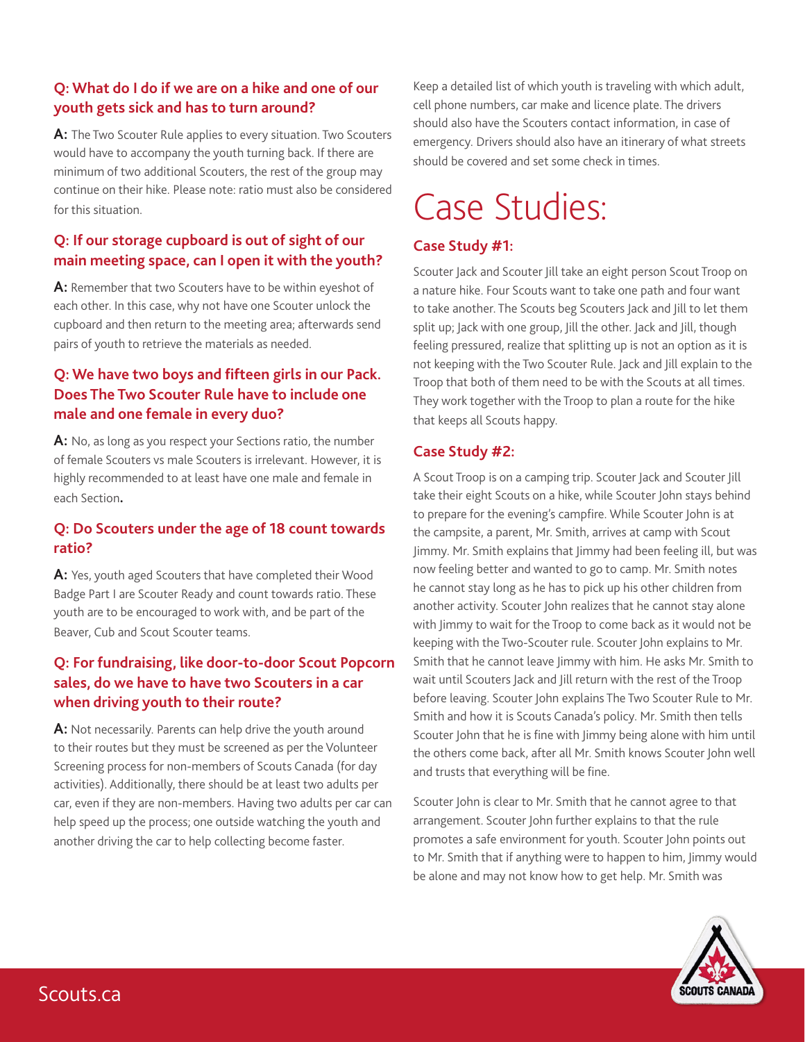### Q: What do I do if we are on a hike and one of our youth gets sick and has to turn around?

**A:** The Two Scouter Rule applies to every situation. Two Scouters would have to accompany the youth turning back. If there are minimum of two additional Scouters, the rest of the group may continue on their hike. Please note: ratio must also be considered for this situation.

### Q: If our storage cupboard is out of sight of our main meeting space, can I open it with the youth?

**A:** Remember that two Scouters have to be within eyeshot of each other. In this case, why not have one Scouter unlock the cupboard and then return to the meeting area; afterwards send pairs of youth to retrieve the materials as needed.

### Q: We have two boys and fifteen girls in our Pack. Does The Two Scouter Rule have to include one male and one female in every duo?

**A:** No, as long as you respect your Sections ratio, the number of female Scouters vs male Scouters is irrelevant. However, it is highly recommended to at least have one male and female in each Section**.**

### Q: Do Scouters under the age of 18 count towards ratio?

**A:** Yes, youth aged Scouters that have completed their Wood Badge Part I are Scouter Ready and count towards ratio. These youth are to be encouraged to work with, and be part of the Beaver, Cub and Scout Scouter teams.

### Q: For fundraising, like door-to-door Scout Popcorn sales, do we have to have two Scouters in a car when driving youth to their route?

**A:** Not necessarily. Parents can help drive the youth around to their routes but they must be screened as per the Volunteer Screening process for non-members of Scouts Canada (for day activities). Additionally, there should be at least two adults per car, even if they are non-members. Having two adults per car can help speed up the process; one outside watching the youth and another driving the car to help collecting become faster.

Keep a detailed list of which youth is traveling with which adult, cell phone numbers, car make and licence plate. The drivers should also have the Scouters contact information, in case of emergency. Drivers should also have an itinerary of what streets should be covered and set some check in times.

# Case Studies:

### Case Study #1:

Scouter Jack and Scouter Jill take an eight person Scout Troop on a nature hike. Four Scouts want to take one path and four want to take another. The Scouts beg Scouters Jack and Jill to let them split up; Jack with one group, Jill the other. Jack and Jill, though feeling pressured, realize that splitting up is not an option as it is not keeping with the Two Scouter Rule. Jack and Jill explain to the Troop that both of them need to be with the Scouts at all times. They work together with the Troop to plan a route for the hike that keeps all Scouts happy.

### Case Study #2:

A Scout Troop is on a camping trip. Scouter Jack and Scouter Jill take their eight Scouts on a hike, while Scouter John stays behind to prepare for the evening's campfire. While Scouter John is at the campsite, a parent, Mr. Smith, arrives at camp with Scout Jimmy. Mr. Smith explains that Jimmy had been feeling ill, but was now feeling better and wanted to go to camp. Mr. Smith notes he cannot stay long as he has to pick up his other children from another activity. Scouter John realizes that he cannot stay alone with Jimmy to wait for the Troop to come back as it would not be keeping with the Two-Scouter rule. Scouter John explains to Mr. Smith that he cannot leave Jimmy with him. He asks Mr. Smith to wait until Scouters Jack and Jill return with the rest of the Troop before leaving. Scouter John explains The Two Scouter Rule to Mr. Smith and how it is Scouts Canada's policy. Mr. Smith then tells Scouter John that he is fine with Jimmy being alone with him until the others come back, after all Mr. Smith knows Scouter John well and trusts that everything will be fine.

Scouter John is clear to Mr. Smith that he cannot agree to that arrangement. Scouter John further explains to that the rule promotes a safe environment for youth. Scouter John points out to Mr. Smith that if anything were to happen to him, Jimmy would be alone and may not know how to get help. Mr. Smith was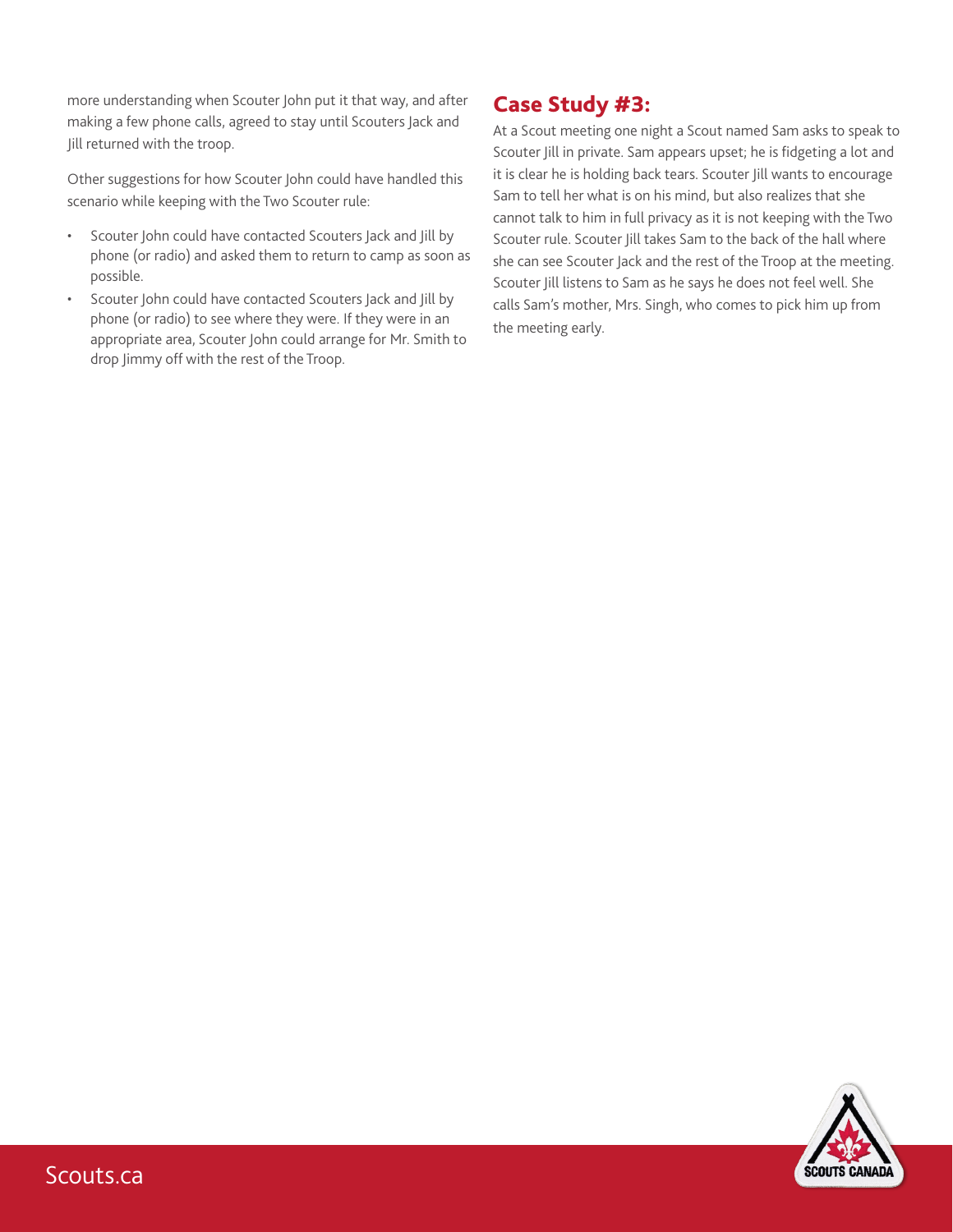more understanding when Scouter John put it that way, and after making a few phone calls, agreed to stay until Scouters Jack and Jill returned with the troop.

Other suggestions for how Scouter John could have handled this scenario while keeping with the Two Scouter rule:

- Scouter John could have contacted Scouters Jack and Jill by phone (or radio) and asked them to return to camp as soon as possible.
- Scouter John could have contacted Scouters Jack and Jill by phone (or radio) to see where they were. If they were in an appropriate area, Scouter John could arrange for Mr. Smith to drop Jimmy off with the rest of the Troop.

## Case Study #3:

At a Scout meeting one night a Scout named Sam asks to speak to Scouter Jill in private. Sam appears upset; he is fidgeting a lot and it is clear he is holding back tears. Scouter Jill wants to encourage Sam to tell her what is on his mind, but also realizes that she cannot talk to him in full privacy as it is not keeping with the Two Scouter rule. Scouter Jill takes Sam to the back of the hall where she can see Scouter Jack and the rest of the Troop at the meeting. Scouter Jill listens to Sam as he says he does not feel well. She calls Sam's mother, Mrs. Singh, who comes to pick him up from the meeting early.